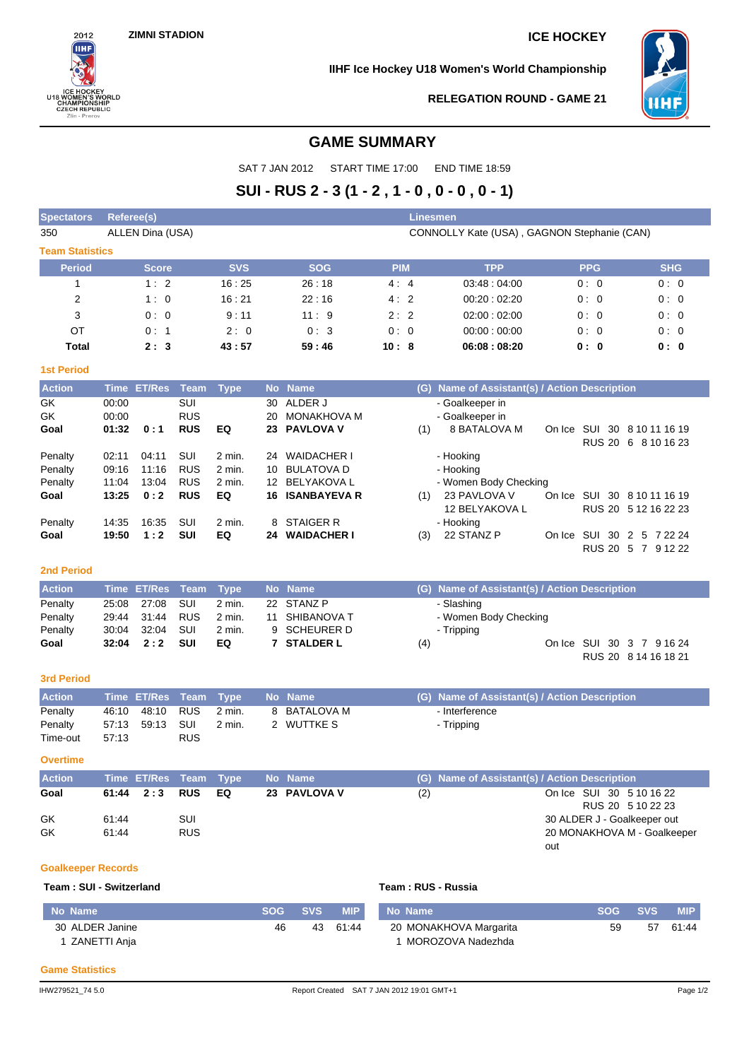ZIMNI STADION

ICE HOCKEY

IIHF Ice Hockey U18 Women's World Championship

RELEGATION ROUND - GAME 21

# GAME SUMMARY

SAT 7 JAN 2012 START TIME 17:00 END TIME 18:59

## SUI - RUS 2 - 3 (1 - 2 , 1 - 0 , 0 - 0 , 0 - 1)

| Spectators | Referee(s) | Linesmen |
|---|---|---|
| 350 | ALLEN Dina (USA) | CONNOLLY Kate (USA) , GAGNON Stephanie (CAN) |

### Team Statistics

| Period | Score | SVS | SOG | PIM | TPP | PPG | SHG |
|---|---|---|---|---|---|---|---|
| 1 | 1 : 2 | 16 : 25 | 26 : 18 | 4 : 4 | 03:48 : 04:00 | 0 : 0 | 0 : 0 |
| 2 | 1 : 0 | 16 : 21 | 22 : 16 | 4 : 2 | 00:20 : 02:20 | 0 : 0 | 0 : 0 |
| 3 | 0 : 0 | 9 : 11 | 11 : 9 | 2 : 2 | 02:00 : 02:00 | 0 : 0 | 0 : 0 |
| OT | 0 : 1 | 2 : 0 | 0 : 3 | 0 : 0 | 00:00 : 00:00 | 0 : 0 | 0 : 0 |
| **Total** | **2 : 3** | **43 : 57** | **59 : 46** | **10 : 8** | **06:08 : 08:20** | **0 : 0** | **0 : 0** |

### 1st Period

| Action | Time | ET/Res | Team | Type | No | Name | (G) | Name of Assistant(s) / Action Description | |
|---|---|---|---|---|---|---|---|---|---|
| GK | 00:00 | | SUI | | 30 | ALDER J | | - Goalkeeper in | |
| GK | 00:00 | | RUS | | 20 | MONAKHOVA M | | - Goalkeeper in | |
| **Goal** | **01:32** | **0 : 1** | **RUS** | **EQ** | **23** | **PAVLOVA V** | (1) | 8 BATALOVA M | On Ice SUI 30 8 10 11 16 19<br>RUS 20 6 8 10 16 23 |
| Penalty | 02:11 | 04:11 | SUI | 2 min. | 24 | WAIDACHER I | | - Hooking | |
| Penalty | 09:16 | 11:16 | RUS | 2 min. | 10 | BULATOVA D | | - Hooking | |
| Penalty | 11:04 | 13:04 | RUS | 2 min. | 12 | BELYAKOVA L | | - Women Body Checking | |
| **Goal** | **13:25** | **0 : 2** | **RUS** | **EQ** | **16** | **ISANBAYEVA R** | (1) | 23 PAVLOVA V<br>12 BELYAKOVA L | On Ice SUI 30 8 10 11 16 19<br>RUS 20 5 12 16 22 23 |
| Penalty | 14:35 | 16:35 | SUI | 2 min. | 8 | STAIGER R | | - Hooking | |
| **Goal** | **19:50** | **1 : 2** | **SUI** | **EQ** | **24** | **WAIDACHER I** | (3) | 22 STANZ P | On Ice SUI 30 2 5 7 22 24<br>RUS 20 5 7 9 12 22 |

### 2nd Period

| Action | Time | ET/Res | Team | Type | No | Name | (G) | Name of Assistant(s) / Action Description | |
|---|---|---|---|---|---|---|---|---|---|
| Penalty | 25:08 | 27:08 | SUI | 2 min. | 22 | STANZ P | | - Slashing | |
| Penalty | 29:44 | 31:44 | RUS | 2 min. | 11 | SHIBANOVA T | | - Women Body Checking | |
| Penalty | 30:04 | 32:04 | SUI | 2 min. | 9 | SCHEURER D | | - Tripping | |
| **Goal** | **32:04** | **2 : 2** | **SUI** | **EQ** | **7** | **STALDER L** | (4) | | On Ice SUI 30 3 7 9 16 24<br>RUS 20 8 14 16 18 21 |

### 3rd Period

| Action | Time | ET/Res | Team | Type | No | Name | (G) | Name of Assistant(s) / Action Description |
|---|---|---|---|---|---|---|---|---|
| Penalty | 46:10 | 48:10 | RUS | 2 min. | 8 | BATALOVA M | | - Interference |
| Penalty | 57:13 | 59:13 | SUI | 2 min. | 2 | WUTTKE S | | - Tripping |
| Time-out | 57:13 | | RUS | | | | | |

### Overtime

| Action | Time | ET/Res | Team | Type | No | Name | (G) | Name of Assistant(s) / Action Description |
|---|---|---|---|---|---|---|---|---|
| **Goal** | **61:44** | **2 : 3** | **RUS** | **EQ** | **23** | **PAVLOVA V** | (2) | On Ice SUI 30 5 10 16 22<br>RUS 20 5 10 22 23 |
| GK | 61:44 | | SUI | | | | | 30 ALDER J - Goalkeeper out |
| GK | 61:44 | | RUS | | | | | 20 MONAKHOVA M - Goalkeeper out |

### Goalkeeper Records

**Team : SUI - Switzerland**

| No | Name | SOG | SVS | MIP |
|---|---|---|---|---|
| 30 | ALDER Janine | 46 | 43 | 61:44 |
| 1 | ZANETTI Anja | | | |

**Team : RUS - Russia**

| No | Name | SOG | SVS | MIP |
|---|---|---|---|---|
| 20 | MONAKHOVA Margarita | 59 | 57 | 61:44 |
| 1 | MOROZOVA Nadezhda | | | |

### Game Statistics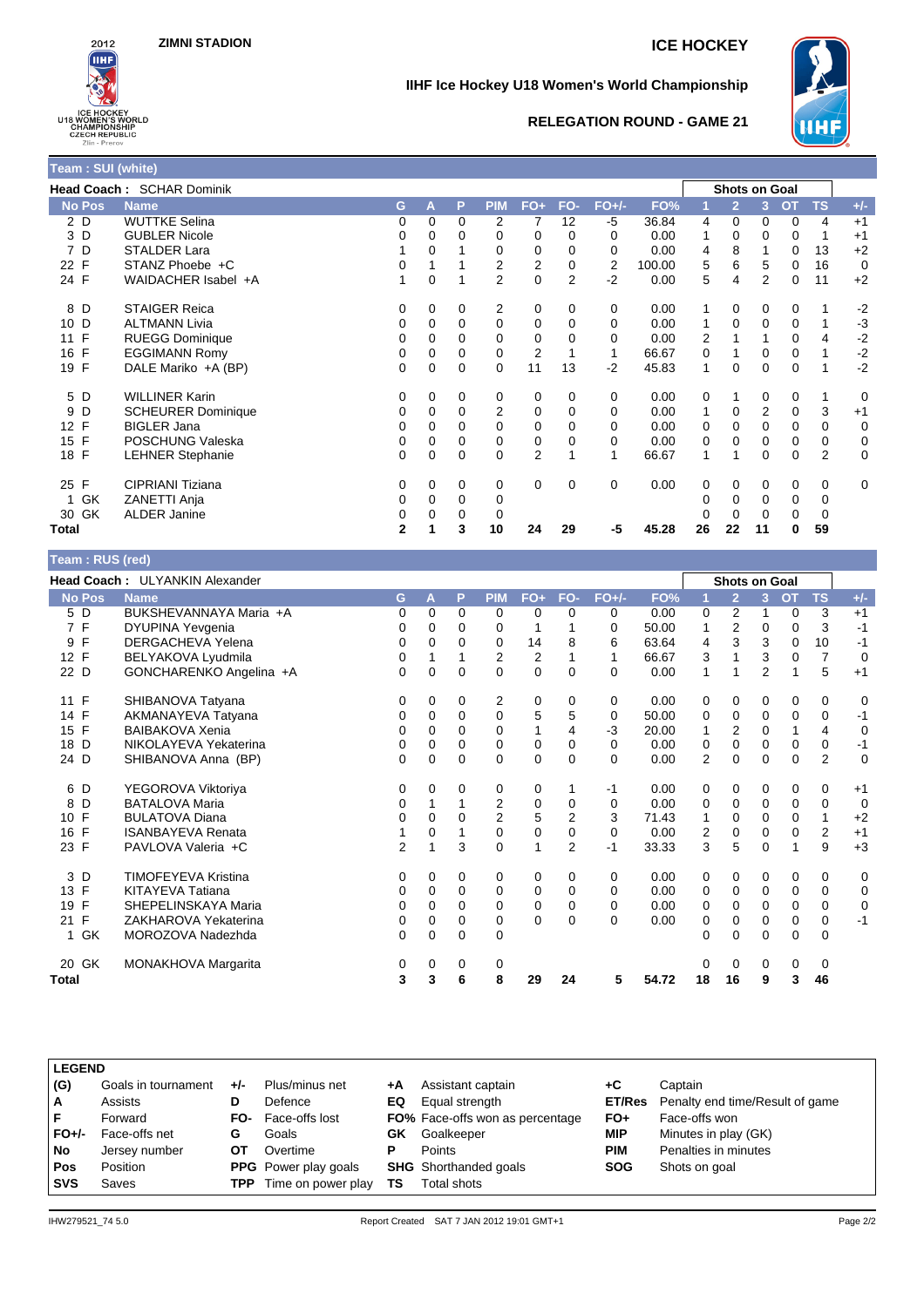**ZIMNI STADION**

**ICE HOCKEY**

**IIHF Ice Hockey U18 Women's World Championship**

**RELEGATION ROUND - GAME 21**

## Team : SUI (white)

**Head Coach :** SCHAR Dominik

| No | Pos | Name | G | A | P | PIM | FO+ | FO- | FO+/- | FO% | Shots on Goal 1 | 2 | 3 | OT | TS | +/- |
|---|---|---|---|---|---|---|---|---|---|---|---|---|---|---|---|---|
| 2 | D | WUTTKE Selina | 0 | 0 | 0 | 2 | 7 | 12 | -5 | 36.84 | 4 | 0 | 0 | 0 | 4 | +1 |
| 3 | D | GUBLER Nicole | 0 | 0 | 0 | 0 | 0 | 0 | 0 | 0.00 | 1 | 0 | 0 | 0 | 1 | +1 |
| 7 | D | STALDER Lara | 1 | 0 | 1 | 0 | 0 | 0 | 0 | 0.00 | 4 | 8 | 1 | 0 | 13 | +2 |
| 22 | F | STANZ Phoebe +C | 0 | 1 | 1 | 2 | 2 | 0 | 2 | 100.00 | 5 | 6 | 5 | 0 | 16 | 0 |
| 24 | F | WAIDACHER Isabel +A | 1 | 0 | 1 | 2 | 0 | 2 | -2 | 0.00 | 5 | 4 | 2 | 0 | 11 | +2 |
| 8 | D | STAIGER Reica | 0 | 0 | 0 | 2 | 0 | 0 | 0 | 0.00 | 1 | 0 | 0 | 0 | 1 | -2 |
| 10 | D | ALTMANN Livia | 0 | 0 | 0 | 0 | 0 | 0 | 0 | 0.00 | 1 | 0 | 0 | 0 | 1 | -3 |
| 11 | F | RUEGG Dominique | 0 | 0 | 0 | 0 | 0 | 0 | 0 | 0.00 | 2 | 1 | 1 | 0 | 4 | -2 |
| 16 | F | EGGIMANN Romy | 0 | 0 | 0 | 0 | 2 | 1 | 1 | 66.67 | 0 | 1 | 0 | 0 | 1 | -2 |
| 19 | F | DALE Mariko +A (BP) | 0 | 0 | 0 | 0 | 11 | 13 | -2 | 45.83 | 1 | 0 | 0 | 0 | 1 | -2 |
| 5 | D | WILLINER Karin | 0 | 0 | 0 | 0 | 0 | 0 | 0 | 0.00 | 0 | 1 | 0 | 0 | 1 | 0 |
| 9 | D | SCHEURER Dominique | 0 | 0 | 0 | 2 | 0 | 0 | 0 | 0.00 | 1 | 0 | 2 | 0 | 3 | +1 |
| 12 | F | BIGLER Jana | 0 | 0 | 0 | 0 | 0 | 0 | 0 | 0.00 | 0 | 0 | 0 | 0 | 0 | 0 |
| 15 | F | POSCHUNG Valeska | 0 | 0 | 0 | 0 | 0 | 0 | 0 | 0.00 | 0 | 0 | 0 | 0 | 0 | 0 |
| 18 | F | LEHNER Stephanie | 0 | 0 | 0 | 0 | 2 | 1 | 1 | 66.67 | 1 | 1 | 0 | 0 | 2 | 0 |
| 25 | F | CIPRIANI Tiziana | 0 | 0 | 0 | 0 | 0 | 0 | 0 | 0.00 | 0 | 0 | 0 | 0 | 0 | 0 |
| 1 | GK | ZANETTI Anja | 0 | 0 | 0 | 0 | | | | | 0 | 0 | 0 | 0 | 0 | |
| 30 | GK | ALDER Janine | 0 | 0 | 0 | 0 | | | | | 0 | 0 | 0 | 0 | 0 | |
| **Total** | | | **2** | **1** | **3** | **10** | **24** | **29** | **-5** | **45.28** | **26** | **22** | **11** | **0** | **59** | |

## Team : RUS (red)

**Head Coach :** ULYANKIN Alexander

| No | Pos | Name | G | A | P | PIM | FO+ | FO- | FO+/- | FO% | Shots on Goal 1 | 2 | 3 | OT | TS | +/- |
|---|---|---|---|---|---|---|---|---|---|---|---|---|---|---|---|---|
| 5 | D | BUKSHEVANNAYA Maria +A | 0 | 0 | 0 | 0 | 0 | 0 | 0 | 0.00 | 0 | 2 | 1 | 0 | 3 | +1 |
| 7 | F | DYUPINA Yevgenia | 0 | 0 | 0 | 0 | 1 | 1 | 0 | 50.00 | 1 | 2 | 0 | 0 | 3 | -1 |
| 9 | F | DERGACHEVA Yelena | 0 | 0 | 0 | 0 | 14 | 8 | 6 | 63.64 | 4 | 3 | 3 | 0 | 10 | -1 |
| 12 | F | BELYAKOVA Lyudmila | 0 | 1 | 1 | 2 | 2 | 1 | 1 | 66.67 | 3 | 1 | 3 | 0 | 7 | 0 |
| 22 | D | GONCHARENKO Angelina +A | 0 | 0 | 0 | 0 | 0 | 0 | 0 | 0.00 | 1 | 1 | 2 | 1 | 5 | +1 |
| 11 | F | SHIBANOVA Tatyana | 0 | 0 | 0 | 2 | 0 | 0 | 0 | 0.00 | 0 | 0 | 0 | 0 | 0 | 0 |
| 14 | F | AKMANAYEVA Tatyana | 0 | 0 | 0 | 0 | 5 | 5 | 0 | 50.00 | 0 | 0 | 0 | 0 | 0 | -1 |
| 15 | F | BAIBAKOVA Xenia | 0 | 0 | 0 | 0 | 1 | 4 | -3 | 20.00 | 1 | 2 | 0 | 1 | 4 | 0 |
| 18 | D | NIKOLAYEVA Yekaterina | 0 | 0 | 0 | 0 | 0 | 0 | 0 | 0.00 | 0 | 0 | 0 | 0 | 0 | -1 |
| 24 | D | SHIBANOVA Anna (BP) | 0 | 0 | 0 | 0 | 0 | 0 | 0 | 0.00 | 2 | 0 | 0 | 0 | 2 | 0 |
| 6 | D | YEGOROVA Viktoriya | 0 | 0 | 0 | 0 | 0 | 1 | -1 | 0.00 | 0 | 0 | 0 | 0 | 0 | +1 |
| 8 | D | BATALOVA Maria | 0 | 1 | 1 | 2 | 0 | 0 | 0 | 0.00 | 0 | 0 | 0 | 0 | 0 | 0 |
| 10 | F | BULATOVA Diana | 0 | 0 | 0 | 2 | 5 | 2 | 3 | 71.43 | 1 | 0 | 0 | 0 | 1 | +2 |
| 16 | F | ISANBAYEVA Renata | 1 | 0 | 1 | 0 | 0 | 0 | 0 | 0.00 | 2 | 0 | 0 | 0 | 2 | +1 |
| 23 | F | PAVLOVA Valeria +C | 2 | 1 | 3 | 0 | 1 | 2 | -1 | 33.33 | 3 | 5 | 0 | 1 | 9 | +3 |
| 3 | D | TIMOFEYEVA Kristina | 0 | 0 | 0 | 0 | 0 | 0 | 0 | 0.00 | 0 | 0 | 0 | 0 | 0 | 0 |
| 13 | F | KITAYEVA Tatiana | 0 | 0 | 0 | 0 | 0 | 0 | 0 | 0.00 | 0 | 0 | 0 | 0 | 0 | 0 |
| 19 | F | SHEPELINSKAYA Maria | 0 | 0 | 0 | 0 | 0 | 0 | 0 | 0.00 | 0 | 0 | 0 | 0 | 0 | 0 |
| 21 | F | ZAKHAROVA Yekaterina | 0 | 0 | 0 | 0 | 0 | 0 | 0 | 0.00 | 0 | 0 | 0 | 0 | 0 | -1 |
| 1 | GK | MOROZOVA Nadezhda | 0 | 0 | 0 | 0 | | | | | 0 | 0 | 0 | 0 | 0 | |
| 20 | GK | MONAKHOVA Margarita | 0 | 0 | 0 | 0 | | | | | 0 | 0 | 0 | 0 | 0 | |
| **Total** | | | **3** | **3** | **6** | **8** | **29** | **24** | **5** | **54.72** | **18** | **16** | **9** | **3** | **46** | |

**LEGEND**

| | | | | | | | |
|---|---|---|---|---|---|---|---|
| (G) | Goals in tournament | +/- | Plus/minus net | +A | Assistant captain | +C | Captain |
| A | Assists | D | Defence | EQ | Equal strength | ET/Res | Penalty end time/Result of game |
| F | Forward | FO- | Face-offs lost | FO% | Face-offs won as percentage | FO+ | Face-offs won |
| FO+/- | Face-offs net | G | Goals | GK | Goalkeeper | MIP | Minutes in play (GK) |
| No | Jersey number | OT | Overtime | P | Points | PIM | Penalties in minutes |
| Pos | Position | PPG | Power play goals | SHG | Shorthanded goals | SOG | Shots on goal |
| SVS | Saves | TPP | Time on power play | TS | Total shots | | |

IHW279521_74 5.0 Report Created SAT 7 JAN 2012 19:01 GMT+1